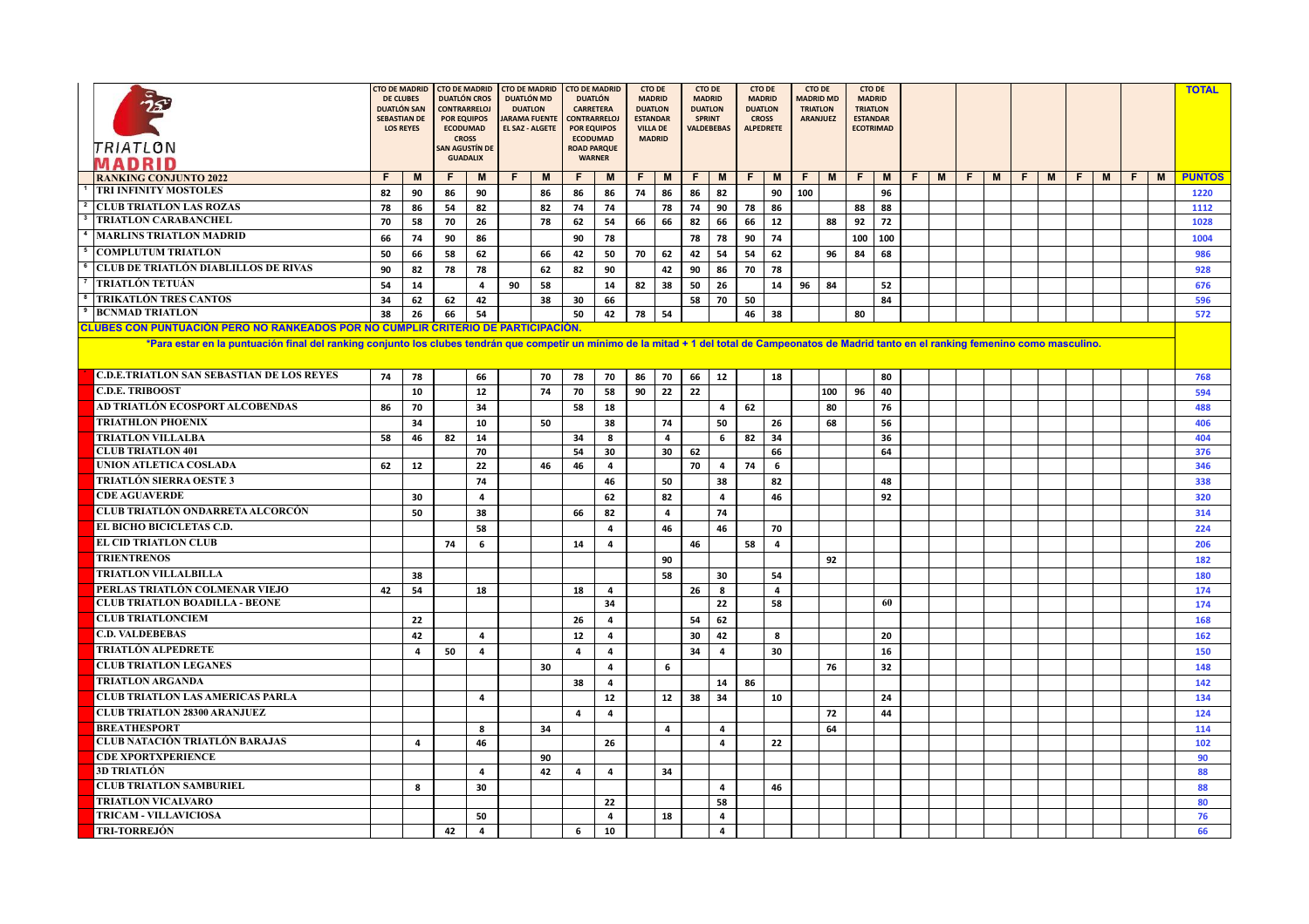TRIATLON MADRID

| # | | CTO DE MADRID DE CLUBES DUATLÓN SAN SEBASTIAN DE LOS REYES | | CTO DE MADRID DUATLÓN CROS CONTRARRELOJ POR EQUIPOS ECODUMAD CROSS SAN AGUSTÍN DE GUADALIX | | CTO DE MADRID DUATLÓN MD DUATLON JARAMA FUENTE EL SAZ - ALGETE | | CTO DE MADRID DUATLÓN CARRETERA CONTRARRELOJ POR EQUIPOS ECODUMAD ROAD PARQUE WARNER | | CTO DE MADRID DUATLON ESTANDAR VILLA DE MADRID | | CTO DE MADRID DUATLON SPRINT VALDEBEBAS | | CTO DE MADRID DUATLON CROSS ALPEDRETE | | CTO DE MADRID MD TRIATLON ARANJUEZ | | CTO DE MADRID TRIATLON ESTANDAR ECOTRIMAD | | | | | | | | | | | | TOTAL |
|---|---|---|---|---|---|---|---|---|---|---|---|---|---|---|---|---|---|---|---|---|---|---|---|---|---|---|---|---|---|---|
| | RANKING CONJUNTO 2022 | F | M | F | M | F | M | F | M | F | M | F | M | F | M | F | M | F | M | F | M | F | M | F | M | F | M | F | M | PUNTOS |
| 1 | TRI INFINITY MOSTOLES | 82 | 90 | 86 | 90 | | 86 | 86 | 86 | 74 | 86 | 86 | 82 | | 90 | 100 | | | 96 | | | | | | | | | | | 1220 |
| 2 | CLUB TRIATLON LAS ROZAS | 78 | 86 | 54 | 82 | | 82 | 74 | 74 | | 78 | 74 | 90 | 78 | 86 | | | 88 | 88 | | | | | | | | | | | 1112 |
| 3 | TRIATLON CARABANCHEL | 70 | 58 | 70 | 26 | | 78 | 62 | 54 | 66 | 66 | 82 | 66 | 66 | 12 | | 88 | 92 | 72 | | | | | | | | | | | 1028 |
| 4 | MARLINS TRIATLON MADRID | 66 | 74 | 90 | 86 | | | 90 | 78 | | | 78 | 78 | 90 | 74 | | | 100 | 100 | | | | | | | | | | | 1004 |
| 5 | COMPLUTUM TRIATLON | 50 | 66 | 58 | 62 | | 66 | 42 | 50 | 70 | 62 | 42 | 54 | 54 | 62 | | 96 | 84 | 68 | | | | | | | | | | | 986 |
| 6 | CLUB DE TRIATLÓN DIABLILLOS DE RIVAS | 90 | 82 | 78 | 78 | | 62 | 82 | 90 | | 42 | 90 | 86 | 70 | 78 | | | | | | | | | | | | | | | 928 |
| 7 | TRIATLÓN TETUÁN | 54 | 14 | | 4 | 90 | 58 | | 14 | 82 | 38 | 50 | 26 | | 14 | 96 | 84 | | 52 | | | | | | | | | | | 676 |
| 8 | TRIKATLÓN TRES CANTOS | 34 | 62 | 62 | 42 | | 38 | 30 | 66 | | | 58 | 70 | 50 | | | | | 84 | | | | | | | | | | | 596 |
| 9 | BCNMAD TRIATLON | 38 | 26 | 66 | 54 | | | 50 | 42 | 78 | 54 | | | 46 | 38 | | | 80 | | | | | | | | | | | | 572 |

**CLUBES CON PUNTUACIÓN PERO NO RANKEADOS POR NO CUMPLIR CRITERIO DE PARTICIPACIÓN.**

**\*Para estar en la puntuación final del ranking conjunto los clubes tendrán que competir un mínimo de la mitad + 1 del total de Campeonatos de Madrid tanto en el ranking femenino como masculino.**

| | F | M | F | M | F | M | F | M | F | M | F | M | F | M | F | M | F | M | F | M | F | M | F | M | F | M | F | M | PUNTOS |
|---|---|---|---|---|---|---|---|---|---|---|---|---|---|---|---|---|---|---|---|---|---|---|---|---|---|---|---|---|---|
| C.D.E.TRIATLON SAN SEBASTIAN DE LOS REYES | 74 | 78 | | 66 | | 70 | 78 | 70 | 86 | 70 | 66 | 12 | | 18 | | | | 80 | | | | | | | | | | | 768 |
| C.D.E. TRIBOOST | | 10 | | 12 | | 74 | 70 | 58 | 90 | 22 | 22 | | | | | 100 | 96 | 40 | | | | | | | | | | | 594 |
| AD TRIATLÓN ECOSPORT ALCOBENDAS | 86 | 70 | | 34 | | | 58 | 18 | | | | 4 | 62 | | | 80 | | 76 | | | | | | | | | | | 488 |
| TRIATHLON PHOENIX | | 34 | | 10 | | 50 | | 38 | | 74 | | 50 | | 26 | | 68 | | 56 | | | | | | | | | | | 406 |
| TRIATLON VILLALBA | 58 | 46 | 82 | 14 | | | 34 | 8 | | 4 | | 6 | 82 | 34 | | | | 36 | | | | | | | | | | | 404 |
| CLUB TRIATLON 401 | | | | 70 | | | 54 | 30 | | 30 | 62 | | | 66 | | | | 64 | | | | | | | | | | | 376 |
| UNION ATLETICA COSLADA | 62 | 12 | | 22 | | 46 | 46 | 4 | | | 70 | 4 | 74 | 6 | | | | | | | | | | | | | | | 346 |
| TRIATLÓN SIERRA OESTE 3 | | | | 74 | | | | 46 | | 50 | | 38 | | 82 | | | | 48 | | | | | | | | | | | 338 |
| CDE AGUAVERDE | | 30 | | 4 | | | | 62 | | 82 | | 4 | | 46 | | | | 92 | | | | | | | | | | | 320 |
| CLUB TRIATLÓN ONDARRETA ALCORCÓN | | 50 | | 38 | | | 66 | 82 | | 4 | | 74 | | | | | | | | | | | | | | | | | 314 |
| EL BICHO BICICLETAS C.D. | | | | 58 | | | | 4 | | 46 | | 46 | | 70 | | | | | | | | | | | | | | | 224 |
| EL CID TRIATLON CLUB | | | 74 | 6 | | | 14 | 4 | | | 46 | | 58 | 4 | | | | | | | | | | | | | | | 206 |
| TRIENTRENOS | | | | | | | | | | 90 | | | | | | 92 | | | | | | | | | | | | | 182 |
| TRIATLON VILLALBILLA | | 38 | | | | | | | | 58 | | 30 | | 54 | | | | | | | | | | | | | | | 180 |
| PERLAS TRIATLÓN COLMENAR VIEJO | 42 | 54 | | 18 | | | 18 | 4 | | | 26 | 8 | | 4 | | | | | | | | | | | | | | | 174 |
| CLUB TRIATLON BOADILLA - BEONE | | | | | | | | 34 | | | | 22 | | 58 | | | | 60 | | | | | | | | | | | 174 |
| CLUB TRIATLONCIEM | | 22 | | | | | 26 | 4 | | | 54 | 62 | | | | | | | | | | | | | | | | | 168 |
| C.D. VALDEBEBAS | | 42 | | 4 | | | 12 | 4 | | | 30 | 42 | | 8 | | | | 20 | | | | | | | | | | | 162 |
| TRIATLÓN ALPEDRETE | | 4 | 50 | 4 | | | 4 | 4 | | | 34 | 4 | | 30 | | | | 16 | | | | | | | | | | | 150 |
| CLUB TRIATLON LEGANES | | | | | | 30 | | 4 | | 6 | | | | | | 76 | | 32 | | | | | | | | | | | 148 |
| TRIATLON ARGANDA | | | | | | | 38 | 4 | | | | 14 | 86 | | | | | | | | | | | | | | | | 142 |
| CLUB TRIATLON LAS AMERICAS PARLA | | | | 4 | | | | 12 | | 12 | 38 | 34 | | 10 | | | | 24 | | | | | | | | | | | 134 |
| CLUB TRIATLON 28300 ARANJUEZ | | | | | | | 4 | 4 | | | | | | | | 72 | | 44 | | | | | | | | | | | 124 |
| BREATHESPORT | | | | 8 | | 34 | | | | 4 | | 4 | | | | 64 | | | | | | | | | | | | | 114 |
| CLUB NATACIÓN TRIATLÓN BARAJAS | | 4 | | 46 | | | | 26 | | | | 4 | | 22 | | | | | | | | | | | | | | | 102 |
| CDE XPORTXPERIENCE | | | | | | 90 | | | | | | | | | | | | | | | | | | | | | | | 90 |
| 3D TRIATLÓN | | | | 4 | | 42 | 4 | 4 | | 34 | | | | | | | | | | | | | | | | | | | 88 |
| CLUB TRIATLON SAMBURIEL | | 8 | | 30 | | | | | | | | 4 | | 46 | | | | | | | | | | | | | | | 88 |
| TRIATLON VICALVARO | | | | | | | | 22 | | | | 58 | | | | | | | | | | | | | | | | | 80 |
| TRICAM - VILLAVICIOSA | | | | 50 | | | | 4 | | 18 | | 4 | | | | | | | | | | | | | | | | | 76 |
| TRI-TORREJÓN | | | 42 | 4 | | | 6 | 10 | | | | 4 | | | | | | | | | | | | | | | | | 66 |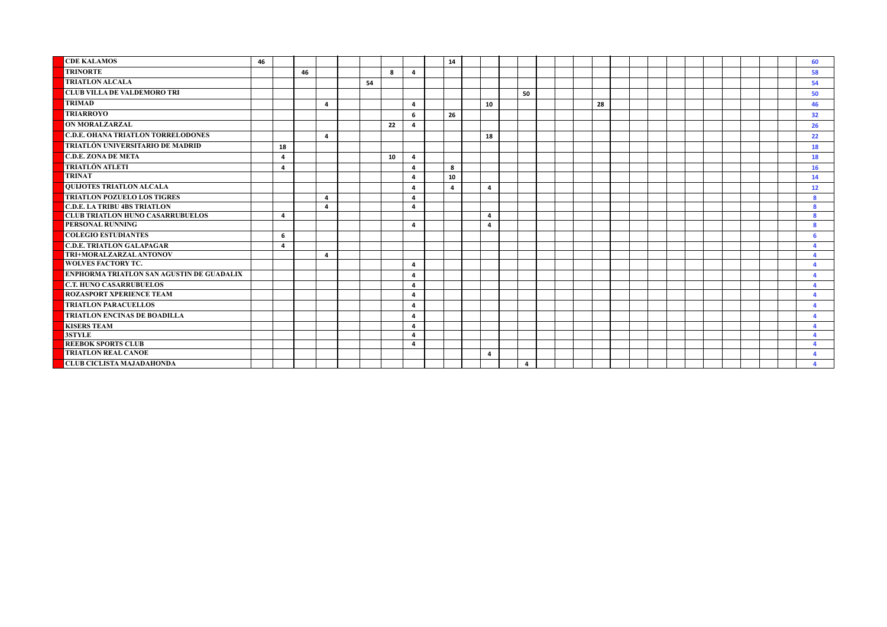| | | | | | | | | | | | | | | | | | | | | | | | | | | | | | |
|---|---|---|---|---|---|---|---|---|---|---|---|---|---|---|---|---|---|---|---|---|---|---|---|---|---|---|---|---|---|
| CDE KALAMOS | 46 | | | | | | | | | 14 | | | | | | | | | | | | | | | | | | | 60 |
| TRINORTE | | | 46 | | | | 8 | 4 | | | | | | | | | | | | | | | | | | | | | 58 |
| TRIATLON ALCALA | | | | | | 54 | | | | | | | | | | | | | | | | | | | | | | | 54 |
| CLUB VILLA DE VALDEMORO TRI | | | | | | | | | | | | | | 50 | | | | | | | | | | | | | | | 50 |
| TRIMAD | | | | 4 | | | | 4 | | | | 10 | | | | | | 28 | | | | | | | | | | | 46 |
| TRIARROYO | | | | | | | | 6 | | 26 | | | | | | | | | | | | | | | | | | | 32 |
| ON MORALZARZAL | | | | | | | 22 | 4 | | | | | | | | | | | | | | | | | | | | | 26 |
| C.D.E. OHANA TRIATLON TORRELODONES | | | | 4 | | | | | | | | 18 | | | | | | | | | | | | | | | | | 22 |
| TRIATLÓN UNIVERSITARIO DE MADRID | | 18 | | | | | | | | | | | | | | | | | | | | | | | | | | | 18 |
| C.D.E. ZONA DE META | | 4 | | | | | 10 | 4 | | | | | | | | | | | | | | | | | | | | | 18 |
| TRIATLÓN ATLETI | | 4 | | | | | | 4 | | 8 | | | | | | | | | | | | | | | | | | | 16 |
| TRINAT | | | | | | | | 4 | | 10 | | | | | | | | | | | | | | | | | | | 14 |
| QUIJOTES TRIATLON ALCALA | | | | | | | | 4 | | 4 | | 4 | | | | | | | | | | | | | | | | | 12 |
| TRIATLON POZUELO LOS TIGRES | | | | 4 | | | | 4 | | | | | | | | | | | | | | | | | | | | | 8 |
| C.D.E. LA TRIBU 4BS TRIATLON | | | | 4 | | | | 4 | | | | | | | | | | | | | | | | | | | | | 8 |
| CLUB TRIATLON HUNO CASARRUBUELOS | | 4 | | | | | | | | | | 4 | | | | | | | | | | | | | | | | | 8 |
| PERSONAL RUNNING | | | | | | | | 4 | | | | 4 | | | | | | | | | | | | | | | | | 8 |
| COLEGIO ESTUDIANTES | | 6 | | | | | | | | | | | | | | | | | | | | | | | | | | | 6 |
| C.D.E. TRIATLON GALAPAGAR | | 4 | | | | | | | | | | | | | | | | | | | | | | | | | | | 4 |
| TRI+MORALZARZAL ANTONOV | | | | 4 | | | | | | | | | | | | | | | | | | | | | | | | | 4 |
| WOLVES FACTORY TC. | | | | | | | | 4 | | | | | | | | | | | | | | | | | | | | | 4 |
| ENPHORMA TRIATLON SAN AGUSTIN DE GUADALIX | | | | | | | | 4 | | | | | | | | | | | | | | | | | | | | | 4 |
| C.T. HUNO CASARRUBUELOS | | | | | | | | 4 | | | | | | | | | | | | | | | | | | | | | 4 |
| ROZASPORT XPERIENCE TEAM | | | | | | | | 4 | | | | | | | | | | | | | | | | | | | | | 4 |
| TRIATLON PARACUELLOS | | | | | | | | 4 | | | | | | | | | | | | | | | | | | | | | 4 |
| TRIATLON ENCINAS DE BOADILLA | | | | | | | | 4 | | | | | | | | | | | | | | | | | | | | | 4 |
| KISERS TEAM | | | | | | | | 4 | | | | | | | | | | | | | | | | | | | | | 4 |
| 3STYLE | | | | | | | | 4 | | | | | | | | | | | | | | | | | | | | | 4 |
| REEBOK SPORTS CLUB | | | | | | | | 4 | | | | | | | | | | | | | | | | | | | | | 4 |
| TRIATLON REAL CANOE | | | | | | | | | | | | 4 | | | | | | | | | | | | | | | | | 4 |
| CLUB CICLISTA MAJADAHONDA | | | | | | | | | | | | | | 4 | | | | | | | | | | | | | | | 4 |